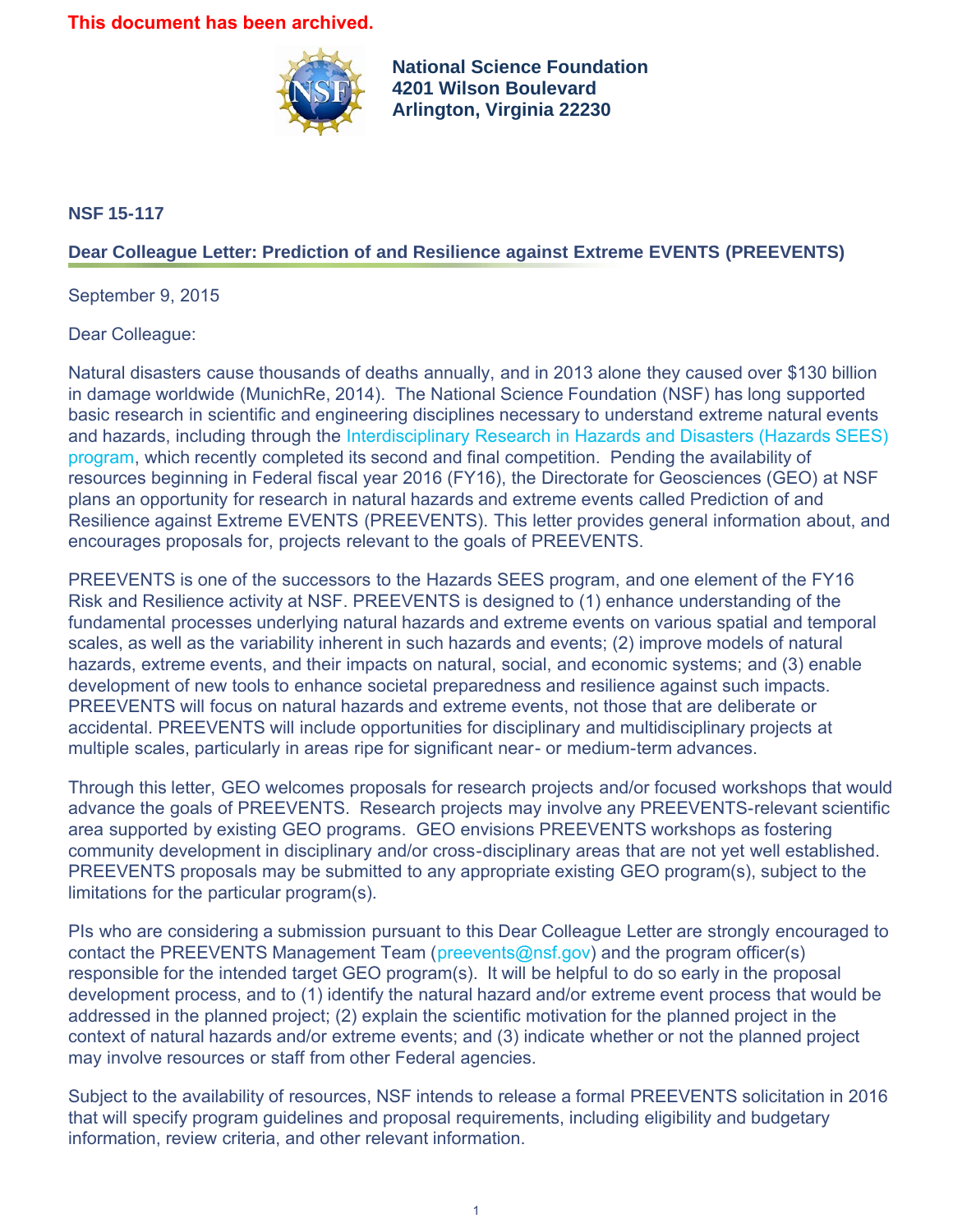**This document has been archived.**

**National Science Foundation**
**4201 Wilson Boulevard**
**Arlington, Virginia 22230**

**NSF 15-117**

## Dear Colleague Letter: Prediction of and Resilience against Extreme EVENTS (PREEVENTS)

September 9, 2015

Dear Colleague:

Natural disasters cause thousands of deaths annually, and in 2013 alone they caused over $130 billion in damage worldwide (MunichRe, 2014). The National Science Foundation (NSF) has long supported basic research in scientific and engineering disciplines necessary to understand extreme natural events and hazards, including through the Interdisciplinary Research in Hazards and Disasters (Hazards SEES) program, which recently completed its second and final competition. Pending the availability of resources beginning in Federal fiscal year 2016 (FY16), the Directorate for Geosciences (GEO) at NSF plans an opportunity for research in natural hazards and extreme events called Prediction of and Resilience against Extreme EVENTS (PREEVENTS). This letter provides general information about, and encourages proposals for, projects relevant to the goals of PREEVENTS.

PREEVENTS is one of the successors to the Hazards SEES program, and one element of the FY16 Risk and Resilience activity at NSF. PREEVENTS is designed to (1) enhance understanding of the fundamental processes underlying natural hazards and extreme events on various spatial and temporal scales, as well as the variability inherent in such hazards and events; (2) improve models of natural hazards, extreme events, and their impacts on natural, social, and economic systems; and (3) enable development of new tools to enhance societal preparedness and resilience against such impacts. PREEVENTS will focus on natural hazards and extreme events, not those that are deliberate or accidental. PREEVENTS will include opportunities for disciplinary and multidisciplinary projects at multiple scales, particularly in areas ripe for significant near- or medium-term advances.

Through this letter, GEO welcomes proposals for research projects and/or focused workshops that would advance the goals of PREEVENTS. Research projects may involve any PREEVENTS-relevant scientific area supported by existing GEO programs. GEO envisions PREEVENTS workshops as fostering community development in disciplinary and/or cross-disciplinary areas that are not yet well established. PREEVENTS proposals may be submitted to any appropriate existing GEO program(s), subject to the limitations for the particular program(s).

PIs who are considering a submission pursuant to this Dear Colleague Letter are strongly encouraged to contact the PREEVENTS Management Team (preevents@nsf.gov) and the program officer(s) responsible for the intended target GEO program(s). It will be helpful to do so early in the proposal development process, and to (1) identify the natural hazard and/or extreme event process that would be addressed in the planned project; (2) explain the scientific motivation for the planned project in the context of natural hazards and/or extreme events; and (3) indicate whether or not the planned project may involve resources or staff from other Federal agencies.

Subject to the availability of resources, NSF intends to release a formal PREEVENTS solicitation in 2016 that will specify program guidelines and proposal requirements, including eligibility and budgetary information, review criteria, and other relevant information.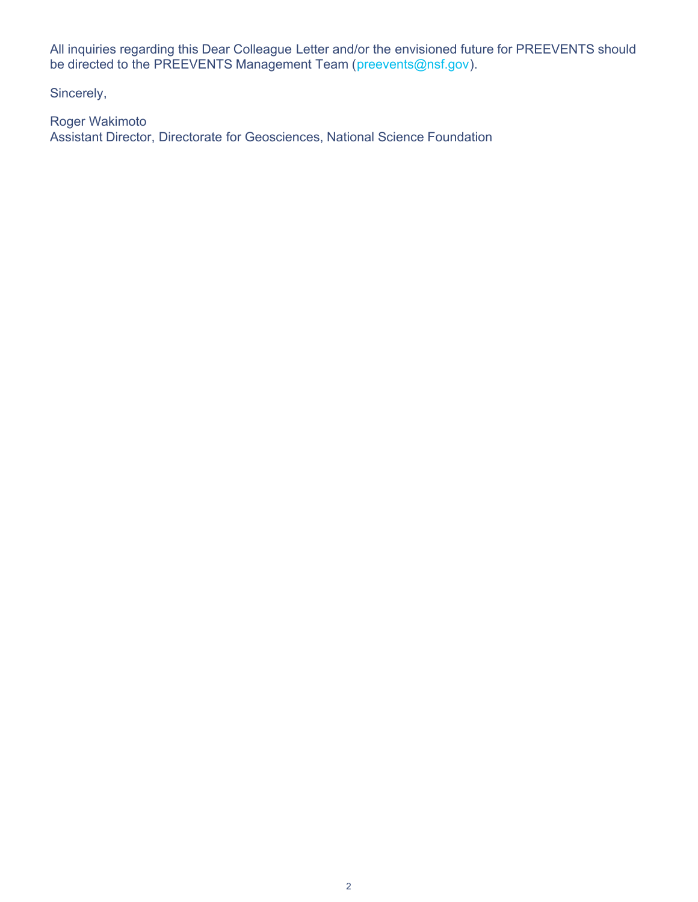All inquiries regarding this Dear Colleague Letter and/or the envisioned future for PREEVENTS should be directed to the PREEVENTS Management Team (preevents@nsf.gov).

Sincerely,

Roger Wakimoto
Assistant Director, Directorate for Geosciences, National Science Foundation